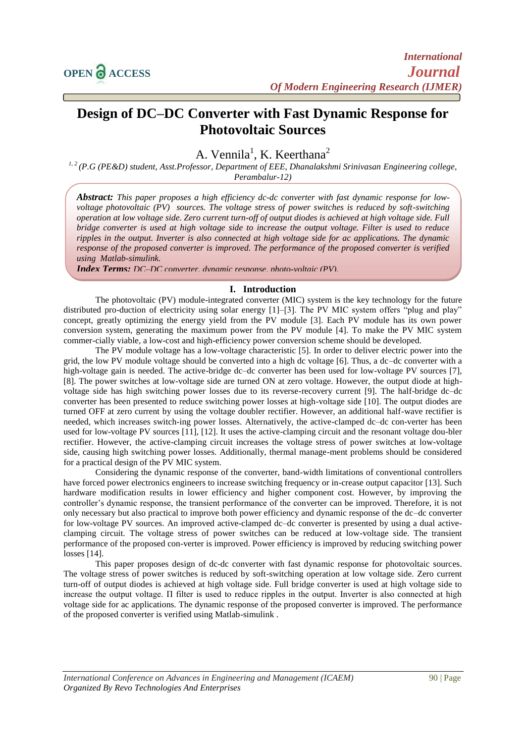# Design of DC–DC Converter with Fast Dynamic Response for Photovoltaic Sources

A. Vennila[1], K. Keerthana[2]

[1, 2] *(P.G (PE&D) student, Asst.Professor, Department of EEE, Dhanalakshmi Srinivasan Engineering college, Perambalur-12)*

***Abstract:*** *This paper proposes a high efficiency dc-dc converter with fast dynamic response for low-voltage photovoltaic (PV) sources. The voltage stress of power switches is reduced by soft-switching operation at low voltage side. Zero current turn-off of output diodes is achieved at high voltage side. Full bridge converter is used at high voltage side to increase the output voltage. Filter is used to reduce ripples in the output. Inverter is also connected at high voltage side for ac applications. The dynamic response of the proposed converter is improved. The performance of the proposed converter is verified using Matlab-simulink.*

***Index Terms:*** *DC–DC converter, dynamic response, photo-voltaic (PV).*

## I. Introduction

The photovoltaic (PV) module-integrated converter (MIC) system is the key technology for the future distributed pro-duction of electricity using solar energy [1]–[3]. The PV MIC system offers "plug and play" concept, greatly optimizing the energy yield from the PV module [3]. Each PV module has its own power conversion system, generating the maximum power from the PV module [4]. To make the PV MIC system commer-cially viable, a low-cost and high-efficiency power conversion scheme should be developed.

The PV module voltage has a low-voltage characteristic [5]. In order to deliver electric power into the grid, the low PV module voltage should be converted into a high dc voltage [6]. Thus, a dc–dc converter with a high-voltage gain is needed. The active-bridge dc–dc converter has been used for low-voltage PV sources [7], [8]. The power switches at low-voltage side are turned ON at zero voltage. However, the output diode at high-voltage side has high switching power losses due to its reverse-recovery current [9]. The half-bridge dc–dc converter has been presented to reduce switching power losses at high-voltage side [10]. The output diodes are turned OFF at zero current by using the voltage doubler rectifier. However, an additional half-wave rectifier is needed, which increases switch-ing power losses. Alternatively, the active-clamped dc–dc con-verter has been used for low-voltage PV sources [11], [12]. It uses the active-clamping circuit and the resonant voltage dou-bler rectifier. However, the active-clamping circuit increases the voltage stress of power switches at low-voltage side, causing high switching power losses. Additionally, thermal manage-ment problems should be considered for a practical design of the PV MIC system.

Considering the dynamic response of the converter, band-width limitations of conventional controllers have forced power electronics engineers to increase switching frequency or in-crease output capacitor [13]. Such hardware modification results in lower efficiency and higher component cost. However, by improving the controller's dynamic response, the transient performance of the converter can be improved. Therefore, it is not only necessary but also practical to improve both power efficiency and dynamic response of the dc–dc converter for low-voltage PV sources. An improved active-clamped dc–dc converter is presented by using a dual active-clamping circuit. The voltage stress of power switches can be reduced at low-voltage side. The transient performance of the proposed con-verter is improved. Power efficiency is improved by reducing switching power losses [14].

This paper proposes design of dc-dc converter with fast dynamic response for photovoltaic sources. The voltage stress of power switches is reduced by soft-switching operation at low voltage side. Zero current turn-off of output diodes is achieved at high voltage side. Full bridge converter is used at high voltage side to increase the output voltage. Π filter is used to reduce ripples in the output. Inverter is also connected at high voltage side for ac applications. The dynamic response of the proposed converter is improved. The performance of the proposed converter is verified using Matlab-simulink .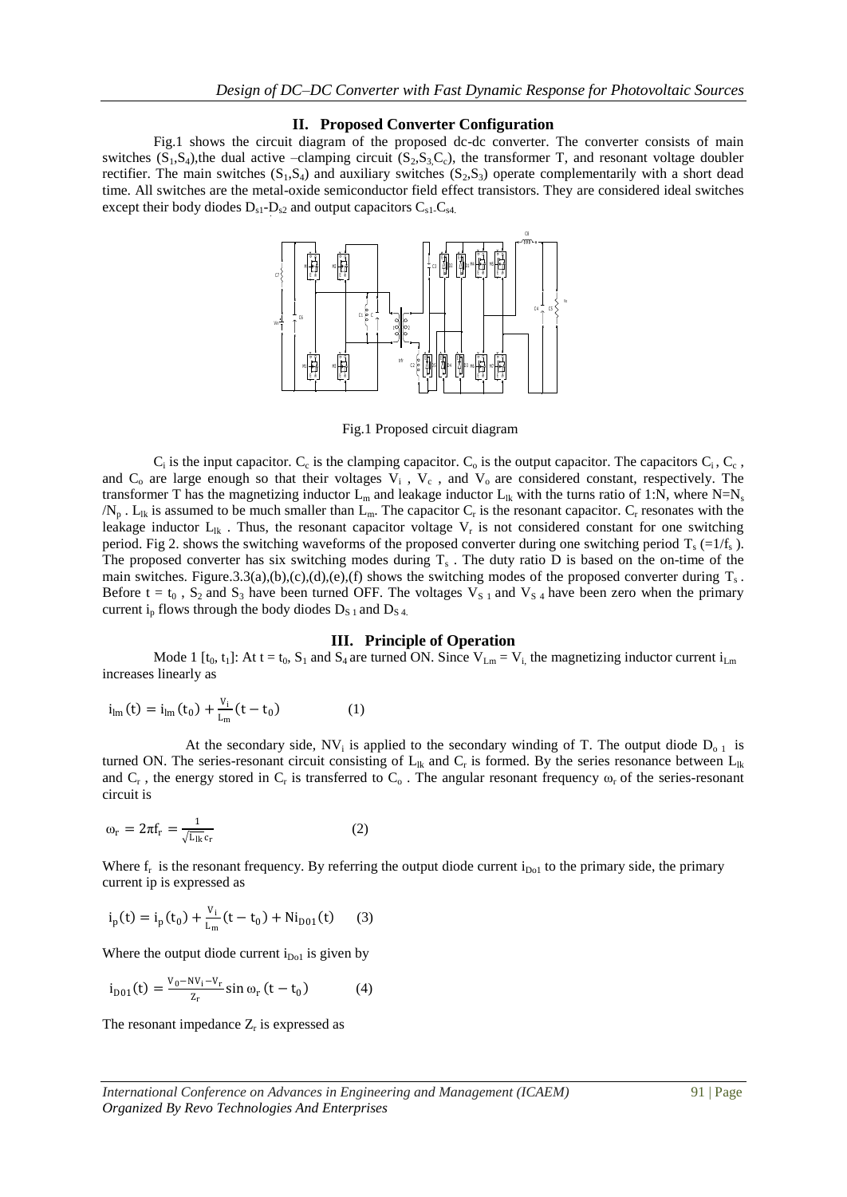## II. Proposed Converter Configuration

Fig.1 shows the circuit diagram of the proposed dc-dc converter. The converter consists of main switches ($S_1$,$S_4$),the dual active –clamping circuit ($S_2$,$S_3$,$C_c$), the transformer T, and resonant voltage doubler rectifier. The main switches ($S_1$,$S_4$) and auxiliary switches ($S_2$,$S_3$) operate complementarily with a short dead time. All switches are the metal-oxide semiconductor field effect transistors. They are considered ideal switches except their body diodes $D_{s1}$-$D_{s2}$ and output capacitors $C_{s1}$-$C_{s4}$.

Fig.1 Proposed circuit diagram

$C_i$ is the input capacitor. $C_c$ is the clamping capacitor. $C_o$ is the output capacitor. The capacitors $C_i$, $C_c$, and $C_o$ are large enough so that their voltages $V_i$, $V_c$, and $V_o$ are considered constant, respectively. The transformer T has the magnetizing inductor $L_m$ and leakage inductor $L_{lk}$ with the turns ratio of 1:N, where $N=N_s/N_p$. $L_{lk}$ is assumed to be much smaller than $L_m$. The capacitor $C_r$ is the resonant capacitor. $C_r$ resonates with the leakage inductor $L_{lk}$. Thus, the resonant capacitor voltage $V_r$ is not considered constant for one switching period. Fig 2. shows the switching waveforms of the proposed converter during one switching period $T_s$ ($=1/f_s$). The proposed converter has six switching modes during $T_s$. The duty ratio D is based on the on-time of the main switches. Figure.3.3(a),(b),(c),(d),(e),(f) shows the switching modes of the proposed converter during $T_s$. Before $t = t_0$, $S_2$ and $S_3$ have been turned OFF. The voltages $V_{S1}$ and $V_{S4}$ have been zero when the primary current $i_p$ flows through the body diodes $D_{S1}$ and $D_{S4}$.

## III. Principle of Operation

Mode 1 [$t_0$, $t_1$]: At $t = t_0$, $S_1$ and $S_4$ are turned ON. Since $V_{Lm} = V_i$, the magnetizing inductor current $i_{Lm}$ increases linearly as

$$i_{lm}(t) = i_{lm}(t_0) + \frac{V_i}{L_m}(t - t_0) \quad (1)$$

At the secondary side, $NV_i$ is applied to the secondary winding of T. The output diode $D_{o1}$ is turned ON. The series-resonant circuit consisting of $L_{lk}$ and $C_r$ is formed. By the series resonance between $L_{lk}$ and $C_r$, the energy stored in $C_r$ is transferred to $C_o$. The angular resonant frequency $\omega_r$ of the series-resonant circuit is

$$\omega_r = 2\pi f_r = \frac{1}{\sqrt{L_{lk} c_r}} \quad (2)$$

Where $f_r$ is the resonant frequency. By referring the output diode current $i_{Do1}$ to the primary side, the primary current ip is expressed as

$$i_p(t) = i_p(t_0) + \frac{V_i}{L_m}(t - t_0) + Ni_{D01}(t) \quad (3)$$

Where the output diode current $i_{Do1}$ is given by

$$i_{D01}(t) = \frac{V_0 - NV_i - V_r}{Z_r} \sin \omega_r (t - t_0) \quad (4)$$

The resonant impedance $Z_r$ is expressed as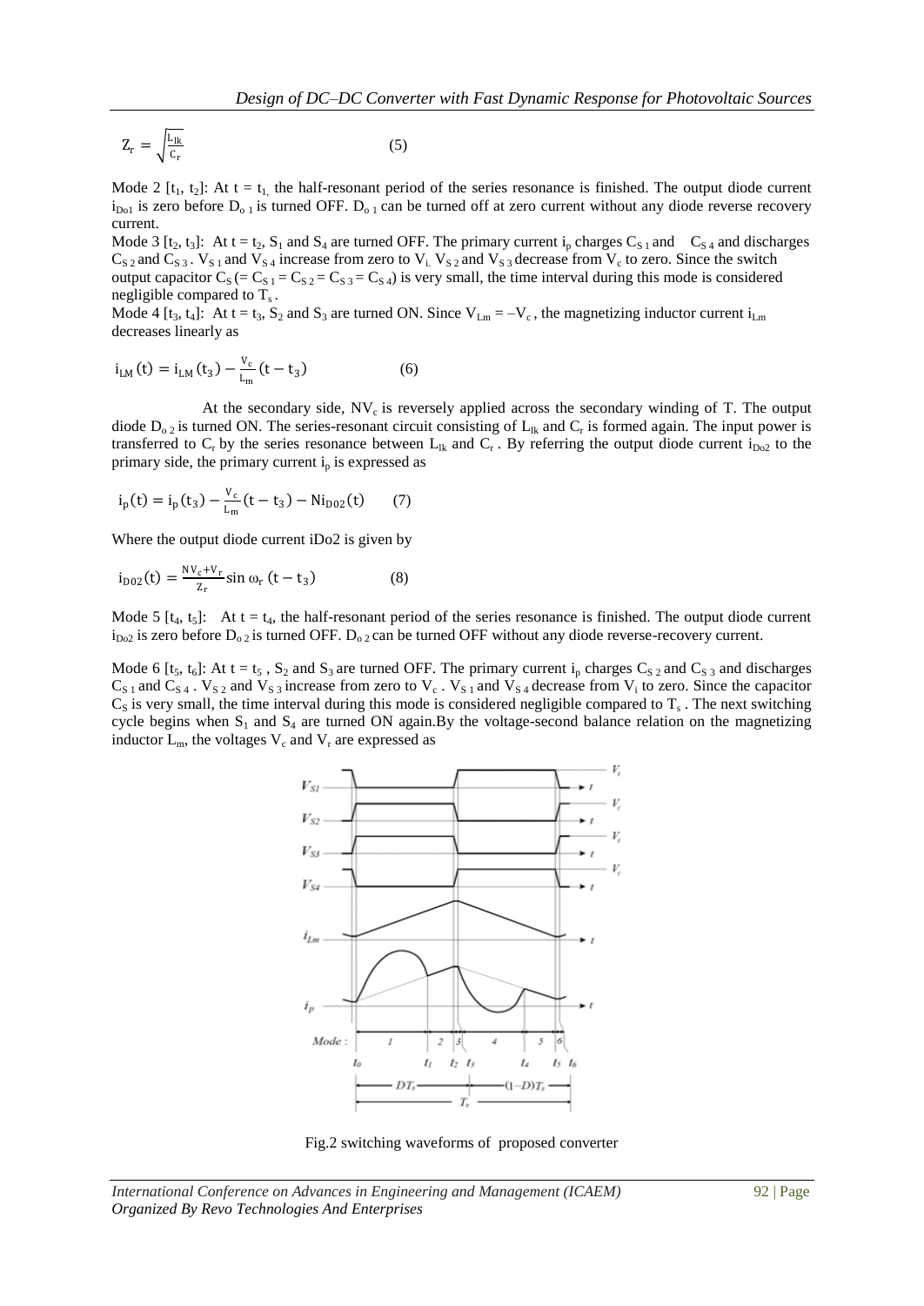$$Z_r = \sqrt{\frac{L_{lk}}{C_r}} \qquad (5)$$

Mode 2 $[t_1, t_2]$: At $t = t_1$, the half-resonant period of the series resonance is finished. The output diode current $i_{Do1}$ is zero before $D_{o1}$ is turned OFF. $D_{o1}$ can be turned off at zero current without any diode reverse recovery current.

Mode 3 $[t_2, t_3]$: At $t = t_2$, $S_1$ and $S_4$ are turned OFF. The primary current $i_p$ charges $C_{S1}$ and $C_{S4}$ and discharges $C_{S2}$ and $C_{S3}$. $V_{S1}$ and $V_{S4}$ increase from zero to $V_i$. $V_{S2}$ and $V_{S3}$ decrease from $V_c$ to zero. Since the switch output capacitor $C_S$ ($= C_{S1} = C_{S2} = C_{S3} = C_{S4}$) is very small, the time interval during this mode is considered negligible compared to $T_s$.

Mode 4 $[t_3, t_4]$: At $t = t_3$, $S_2$ and $S_3$ are turned ON. Since $V_{Lm} = -V_c$, the magnetizing inductor current $i_{Lm}$ decreases linearly as

$$i_{LM}(t) = i_{LM}(t_3) - \frac{V_c}{L_m}(t - t_3) \qquad (6)$$

At the secondary side, $NV_c$ is reversely applied across the secondary winding of T. The output diode $D_{o2}$ is turned ON. The series-resonant circuit consisting of $L_{lk}$ and $C_r$ is formed again. The input power is transferred to $C_r$ by the series resonance between $L_{lk}$ and $C_r$. By referring the output diode current $i_{Do2}$ to the primary side, the primary current $i_p$ is expressed as

$$i_p(t) = i_p(t_3) - \frac{V_c}{L_m}(t - t_3) - Ni_{DO2}(t) \qquad (7)$$

Where the output diode current iDo2 is given by

$$i_{DO2}(t) = \frac{NV_c + V_r}{Z_r}\sin\omega_r(t - t_3) \qquad (8)$$

Mode 5 $[t_4, t_5]$: At $t = t_4$, the half-resonant period of the series resonance is finished. The output diode current $i_{Do2}$ is zero before $D_{o2}$ is turned OFF. $D_{o2}$ can be turned OFF without any diode reverse-recovery current.

Mode 6 $[t_5, t_6]$: At $t = t_5$, $S_2$ and $S_3$ are turned OFF. The primary current $i_p$ charges $C_{S2}$ and $C_{S3}$ and discharges $C_{S1}$ and $C_{S4}$. $V_{S2}$ and $V_{S3}$ increase from zero to $V_c$. $V_{S1}$ and $V_{S4}$ decrease from $V_i$ to zero. Since the capacitor $C_S$ is very small, the time interval during this mode is considered negligible compared to $T_s$. The next switching cycle begins when $S_1$ and $S_4$ are turned ON again.By the voltage-second balance relation on the magnetizing inductor $L_m$, the voltages $V_c$ and $V_r$ are expressed as

Fig.2 switching waveforms of proposed converter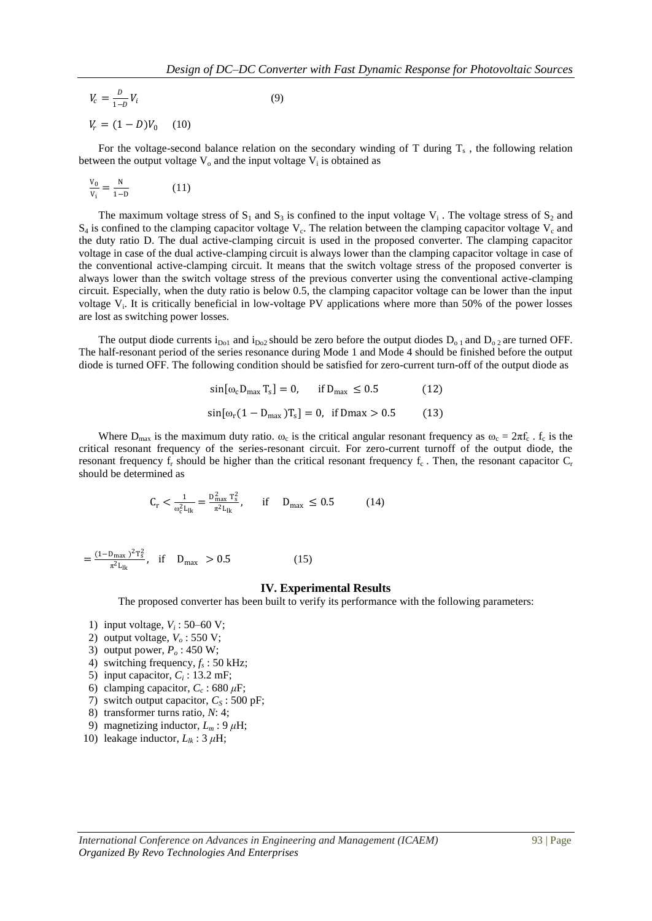$$V_c = \frac{D}{1-D} V_i \qquad (9)$$

$$V_r = (1 - D)V_0 \qquad (10)$$

For the voltage-second balance relation on the secondary winding of T during $T_s$, the following relation between the output voltage $V_o$ and the input voltage $V_i$ is obtained as

$$\frac{V_0}{V_i} = \frac{N}{1-D} \qquad (11)$$

The maximum voltage stress of $S_1$ and $S_3$ is confined to the input voltage $V_i$. The voltage stress of $S_2$ and $S_4$ is confined to the clamping capacitor voltage $V_c$. The relation between the clamping capacitor voltage $V_c$ and the duty ratio D. The dual active-clamping circuit is used in the proposed converter. The clamping capacitor voltage in case of the dual active-clamping circuit is always lower than the clamping capacitor voltage in case of the conventional active-clamping circuit. It means that the switch voltage stress of the proposed converter is always lower than the switch voltage stress of the previous converter using the conventional active-clamping circuit. Especially, when the duty ratio is below 0.5, the clamping capacitor voltage can be lower than the input voltage $V_i$. It is critically beneficial in low-voltage PV applications where more than 50% of the power losses are lost as switching power losses.

The output diode currents $i_{Do1}$ and $i_{Do2}$ should be zero before the output diodes $D_{o1}$ and $D_{o2}$ are turned OFF. The half-resonant period of the series resonance during Mode 1 and Mode 4 should be finished before the output diode is turned OFF. The following condition should be satisfied for zero-current turn-off of the output diode as

$$\sin[\omega_c D_{max} T_s] = 0, \quad \text{if } D_{max} \leq 0.5 \qquad (12)$$

$$\sin[\omega_r (1 - D_{max}) T_s] = 0, \quad \text{if } Dmax > 0.5 \qquad (13)$$

Where $D_{max}$ is the maximum duty ratio. $\omega_c$ is the critical angular resonant frequency as $\omega_c = 2\pi f_c$. $f_c$ is the critical resonant frequency of the series-resonant circuit. For zero-current turnoff of the output diode, the resonant frequency $f_r$ should be higher than the critical resonant frequency $f_c$. Then, the resonant capacitor $C_r$ should be determined as

$$C_r < \frac{1}{\omega_c^2 L_{lk}} = \frac{D_{max}^2 T_s^2}{\pi^2 L_{lk}}, \quad \text{if} \quad D_{max} \leq 0.5 \qquad (14)$$

$$= \frac{(1 - D_{max})^2 T_s^2}{\pi^2 L_{lk}}, \quad \text{if} \quad D_{max} > 0.5 \qquad (15)$$

## IV. Experimental Results

The proposed converter has been built to verify its performance with the following parameters:

1) input voltage, $V_i$ : 50–60 V;
2) output voltage, $V_o$ : 550 V;
3) output power, $P_o$ : 450 W;
4) switching frequency, $f_s$ : 50 kHz;
5) input capacitor, $C_i$ : 13.2 mF;
6) clamping capacitor, $C_c$ : 680 $\mu$F;
7) switch output capacitor, $C_S$ : 500 pF;
8) transformer turns ratio, $N$: 4;
9) magnetizing inductor, $L_m$ : 9 $\mu$H;
10) leakage inductor, $L_{lk}$ : 3 $\mu$H;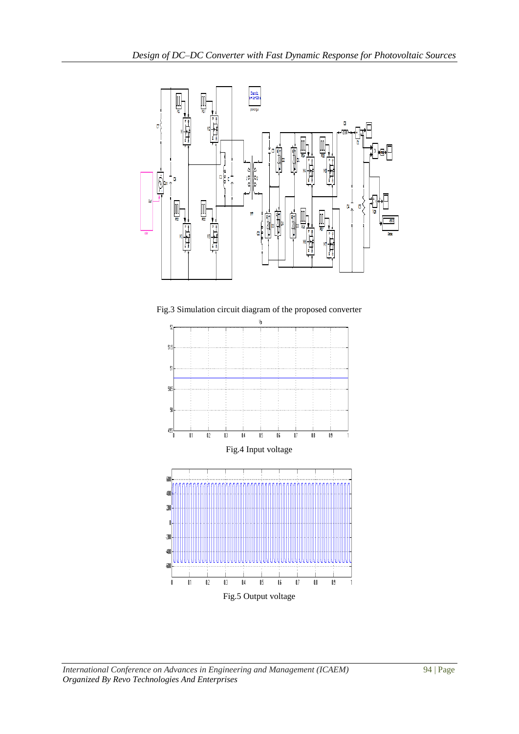Fig.3 Simulation circuit diagram of the proposed converter

Fig.4 Input voltage

Fig.5 Output voltage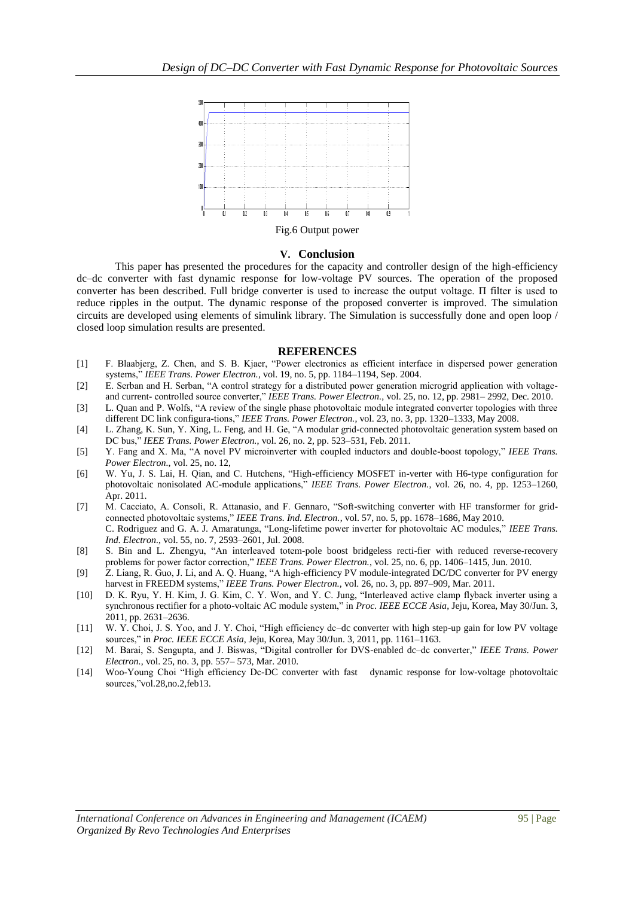500

400

300

200

100

0

0 0.1 0.2 0.3 0.4 0.5 0.6 0.7 0.8 0.9 1

Fig.6 Output power

## V. Conclusion

This paper has presented the procedures for the capacity and controller design of the high-efficiency dc–dc converter with fast dynamic response for low-voltage PV sources. The operation of the proposed converter has been described. Full bridge converter is used to increase the output voltage. Π filter is used to reduce ripples in the output. The dynamic response of the proposed converter is improved. The simulation circuits are developed using elements of simulink library. The Simulation is successfully done and open loop / closed loop simulation results are presented.

## REFERENCES

[1] F. Blaabjerg, Z. Chen, and S. B. Kjaer, "Power electronics as efficient interface in dispersed power generation systems," *IEEE Trans. Power Electron.*, vol. 19, no. 5, pp. 1184–1194, Sep. 2004.

[2] E. Serban and H. Serban, "A control strategy for a distributed power generation microgrid application with voltage-and current- controlled source converter," *IEEE Trans. Power Electron.*, vol. 25, no. 12, pp. 2981– 2992, Dec. 2010.

[3] L. Quan and P. Wolfs, "A review of the single phase photovoltaic module integrated converter topologies with three different DC link configura-tions," *IEEE Trans. Power Electron.*, vol. 23, no. 3, pp. 1320–1333, May 2008.

[4] L. Zhang, K. Sun, Y. Xing, L. Feng, and H. Ge, "A modular grid-connected photovoltaic generation system based on DC bus," *IEEE Trans. Power Electron.*, vol. 26, no. 2, pp. 523–531, Feb. 2011.

[5] Y. Fang and X. Ma, "A novel PV microinverter with coupled inductors and double-boost topology," *IEEE Trans. Power Electron.*, vol. 25, no. 12,

[6] W. Yu, J. S. Lai, H. Qian, and C. Hutchens, "High-efficiency MOSFET in-verter with H6-type configuration for photovoltaic nonisolated AC-module applications," *IEEE Trans. Power Electron.*, vol. 26, no. 4, pp. 1253–1260, Apr. 2011.

[7] M. Cacciato, A. Consoli, R. Attanasio, and F. Gennaro, "Soft-switching converter with HF transformer for grid-connected photovoltaic systems," *IEEE Trans. Ind. Electron.*, vol. 57, no. 5, pp. 1678–1686, May 2010. C. Rodriguez and G. A. J. Amaratunga, "Long-lifetime power inverter for photovoltaic AC modules," *IEEE Trans. Ind. Electron.*, vol. 55, no. 7, 2593–2601, Jul. 2008.

[8] S. Bin and L. Zhengyu, "An interleaved totem-pole boost bridgeless recti-fier with reduced reverse-recovery problems for power factor correction," *IEEE Trans. Power Electron.*, vol. 25, no. 6, pp. 1406–1415, Jun. 2010.

[9] Z. Liang, R. Guo, J. Li, and A. Q. Huang, "A high-efficiency PV module-integrated DC/DC converter for PV energy harvest in FREEDM systems," *IEEE Trans. Power Electron.*, vol. 26, no. 3, pp. 897–909, Mar. 2011.

[10] D. K. Ryu, Y. H. Kim, J. G. Kim, C. Y. Won, and Y. C. Jung, "Interleaved active clamp flyback inverter using a synchronous rectifier for a photo-voltaic AC module system," in *Proc. IEEE ECCE Asia*, Jeju, Korea, May 30/Jun. 3, 2011, pp. 2631–2636.

[11] W. Y. Choi, J. S. Yoo, and J. Y. Choi, "High efficiency dc–dc converter with high step-up gain for low PV voltage sources," in *Proc. IEEE ECCE Asia*, Jeju, Korea, May 30/Jun. 3, 2011, pp. 1161–1163.

[12] M. Barai, S. Sengupta, and J. Biswas, "Digital controller for DVS-enabled dc–dc converter," *IEEE Trans. Power Electron.*, vol. 25, no. 3, pp. 557– 573, Mar. 2010.

[14] Woo-Young Choi "High efficiency Dc-DC converter with fast dynamic response for low-voltage photovoltaic sources,"vol.28,no.2,feb13.